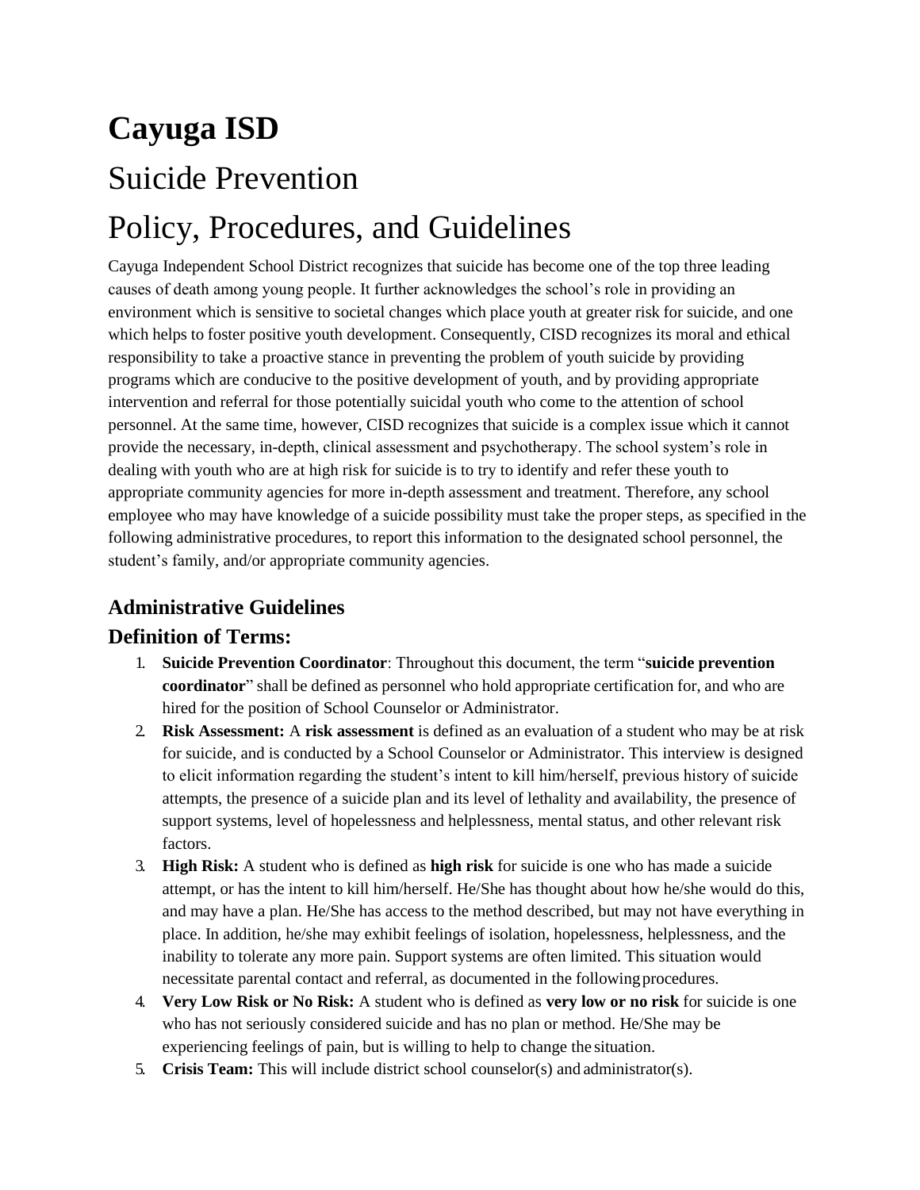# Cayuga ISD

# Suicide Prevention

# Policy, Procedures, and Guidelines

Cayuga Independent School District recognizes that suicide has become one of the top three leading causes of death among young people. It further acknowledges the school's role in providing an environment which is sensitive to societal changes which place youth at greater risk for suicide, and one which helps to foster positive youth development. Consequently, CISD recognizes its moral and ethical responsibility to take a proactive stance in preventing the problem of youth suicide by providing programs which are conducive to the positive development of youth, and by providing appropriate intervention and referral for those potentially suicidal youth who come to the attention of school personnel. At the same time, however, CISD recognizes that suicide is a complex issue which it cannot provide the necessary, in-depth, clinical assessment and psychotherapy. The school system's role in dealing with youth who are at high risk for suicide is to try to identify and refer these youth to appropriate community agencies for more in-depth assessment and treatment. Therefore, any school employee who may have knowledge of a suicide possibility must take the proper steps, as specified in the following administrative procedures, to report this information to the designated school personnel, the student's family, and/or appropriate community agencies.

## Administrative Guidelines

## Definition of Terms:

1. **Suicide Prevention Coordinator**: Throughout this document, the term "**suicide prevention coordinator**" shall be defined as personnel who hold appropriate certification for, and who are hired for the position of School Counselor or Administrator.
2. **Risk Assessment:** A **risk assessment** is defined as an evaluation of a student who may be at risk for suicide, and is conducted by a School Counselor or Administrator. This interview is designed to elicit information regarding the student's intent to kill him/herself, previous history of suicide attempts, the presence of a suicide plan and its level of lethality and availability, the presence of support systems, level of hopelessness and helplessness, mental status, and other relevant risk factors.
3. **High Risk:** A student who is defined as **high risk** for suicide is one who has made a suicide attempt, or has the intent to kill him/herself. He/She has thought about how he/she would do this, and may have a plan. He/She has access to the method described, but may not have everything in place. In addition, he/she may exhibit feelings of isolation, hopelessness, helplessness, and the inability to tolerate any more pain. Support systems are often limited. This situation would necessitate parental contact and referral, as documented in the following procedures.
4. **Very Low Risk or No Risk:** A student who is defined as **very low or no risk** for suicide is one who has not seriously considered suicide and has no plan or method. He/She may be experiencing feelings of pain, but is willing to help to change the situation.
5. **Crisis Team:** This will include district school counselor(s) and administrator(s).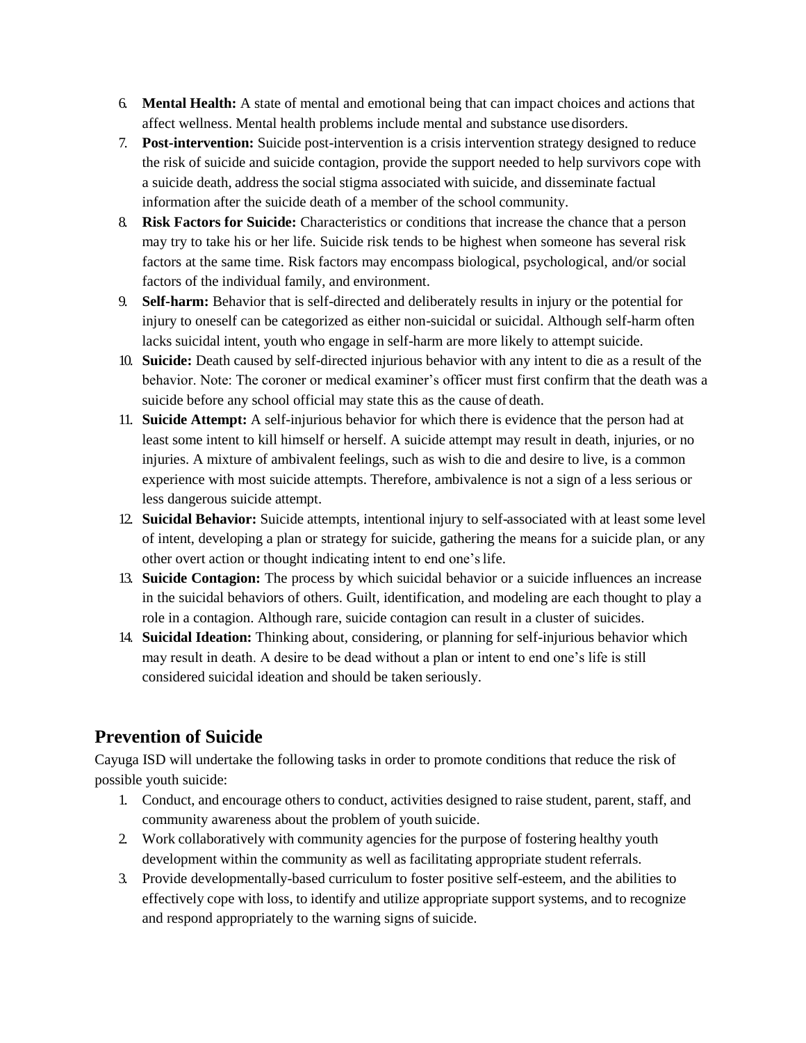6. **Mental Health:** A state of mental and emotional being that can impact choices and actions that affect wellness. Mental health problems include mental and substance use disorders.
7. **Post-intervention:** Suicide post-intervention is a crisis intervention strategy designed to reduce the risk of suicide and suicide contagion, provide the support needed to help survivors cope with a suicide death, address the social stigma associated with suicide, and disseminate factual information after the suicide death of a member of the school community.
8. **Risk Factors for Suicide:** Characteristics or conditions that increase the chance that a person may try to take his or her life. Suicide risk tends to be highest when someone has several risk factors at the same time. Risk factors may encompass biological, psychological, and/or social factors of the individual family, and environment.
9. **Self-harm:** Behavior that is self-directed and deliberately results in injury or the potential for injury to oneself can be categorized as either non-suicidal or suicidal. Although self-harm often lacks suicidal intent, youth who engage in self-harm are more likely to attempt suicide.
10. **Suicide:** Death caused by self-directed injurious behavior with any intent to die as a result of the behavior. Note: The coroner or medical examiner's officer must first confirm that the death was a suicide before any school official may state this as the cause of death.
11. **Suicide Attempt:** A self-injurious behavior for which there is evidence that the person had at least some intent to kill himself or herself. A suicide attempt may result in death, injuries, or no injuries. A mixture of ambivalent feelings, such as wish to die and desire to live, is a common experience with most suicide attempts. Therefore, ambivalence is not a sign of a less serious or less dangerous suicide attempt.
12. **Suicidal Behavior:** Suicide attempts, intentional injury to self-associated with at least some level of intent, developing a plan or strategy for suicide, gathering the means for a suicide plan, or any other overt action or thought indicating intent to end one's life.
13. **Suicide Contagion:** The process by which suicidal behavior or a suicide influences an increase in the suicidal behaviors of others. Guilt, identification, and modeling are each thought to play a role in a contagion. Although rare, suicide contagion can result in a cluster of suicides.
14. **Suicidal Ideation:** Thinking about, considering, or planning for self-injurious behavior which may result in death. A desire to be dead without a plan or intent to end one's life is still considered suicidal ideation and should be taken seriously.

## Prevention of Suicide

Cayuga ISD will undertake the following tasks in order to promote conditions that reduce the risk of possible youth suicide:

1. Conduct, and encourage others to conduct, activities designed to raise student, parent, staff, and community awareness about the problem of youth suicide.
2. Work collaboratively with community agencies for the purpose of fostering healthy youth development within the community as well as facilitating appropriate student referrals.
3. Provide developmentally-based curriculum to foster positive self-esteem, and the abilities to effectively cope with loss, to identify and utilize appropriate support systems, and to recognize and respond appropriately to the warning signs of suicide.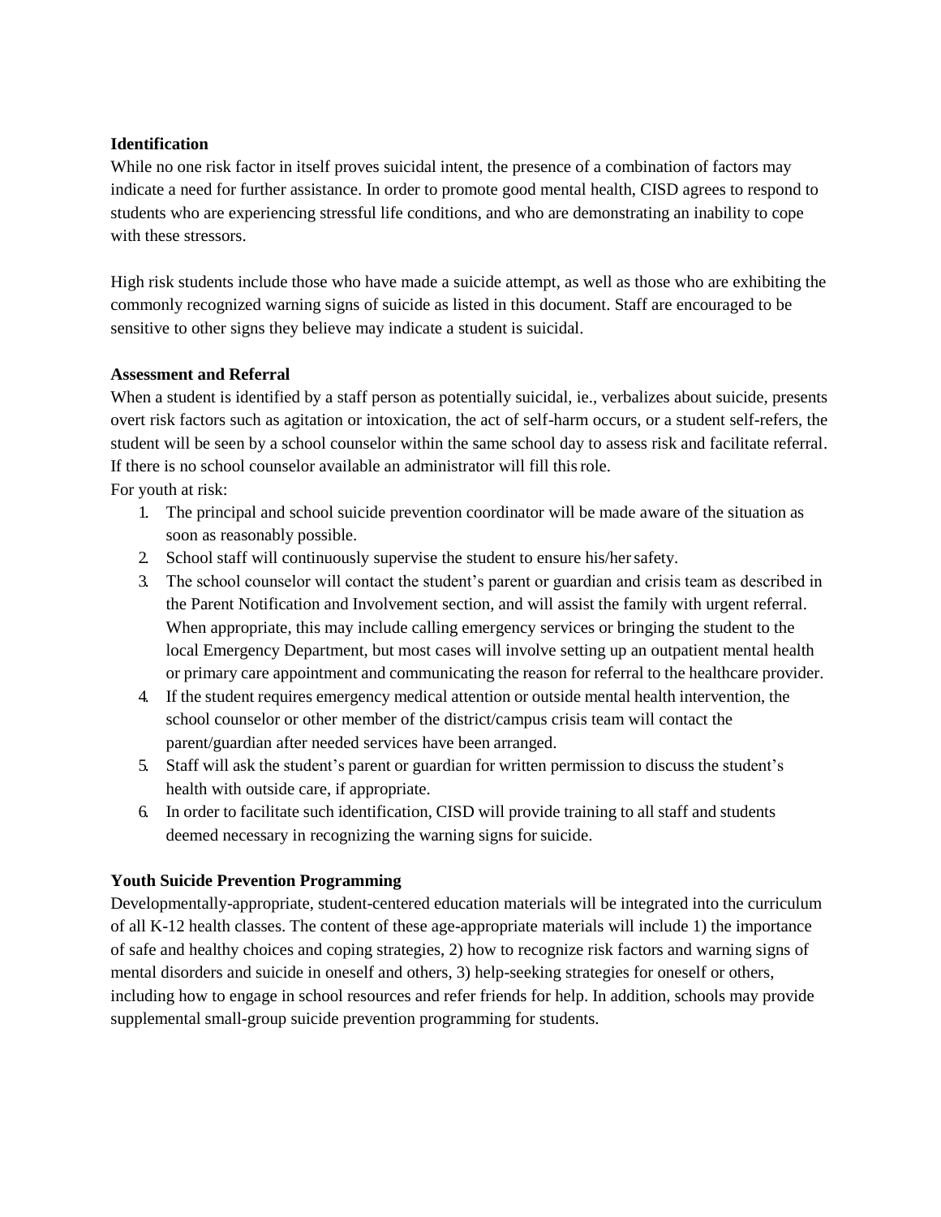**Identification**

While no one risk factor in itself proves suicidal intent, the presence of a combination of factors may indicate a need for further assistance. In order to promote good mental health, CISD agrees to respond to students who are experiencing stressful life conditions, and who are demonstrating an inability to cope with these stressors.

High risk students include those who have made a suicide attempt, as well as those who are exhibiting the commonly recognized warning signs of suicide as listed in this document. Staff are encouraged to be sensitive to other signs they believe may indicate a student is suicidal.

**Assessment and Referral**

When a student is identified by a staff person as potentially suicidal, ie., verbalizes about suicide, presents overt risk factors such as agitation or intoxication, the act of self-harm occurs, or a student self-refers, the student will be seen by a school counselor within the same school day to assess risk and facilitate referral. If there is no school counselor available an administrator will fill this role.

For youth at risk:

1. The principal and school suicide prevention coordinator will be made aware of the situation as soon as reasonably possible.
2. School staff will continuously supervise the student to ensure his/her safety.
3. The school counselor will contact the student's parent or guardian and crisis team as described in the Parent Notification and Involvement section, and will assist the family with urgent referral. When appropriate, this may include calling emergency services or bringing the student to the local Emergency Department, but most cases will involve setting up an outpatient mental health or primary care appointment and communicating the reason for referral to the healthcare provider.
4. If the student requires emergency medical attention or outside mental health intervention, the school counselor or other member of the district/campus crisis team will contact the parent/guardian after needed services have been arranged.
5. Staff will ask the student's parent or guardian for written permission to discuss the student's health with outside care, if appropriate.
6. In order to facilitate such identification, CISD will provide training to all staff and students deemed necessary in recognizing the warning signs for suicide.

**Youth Suicide Prevention Programming**

Developmentally-appropriate, student-centered education materials will be integrated into the curriculum of all K-12 health classes. The content of these age-appropriate materials will include 1) the importance of safe and healthy choices and coping strategies, 2) how to recognize risk factors and warning signs of mental disorders and suicide in oneself and others, 3) help-seeking strategies for oneself or others, including how to engage in school resources and refer friends for help. In addition, schools may provide supplemental small-group suicide prevention programming for students.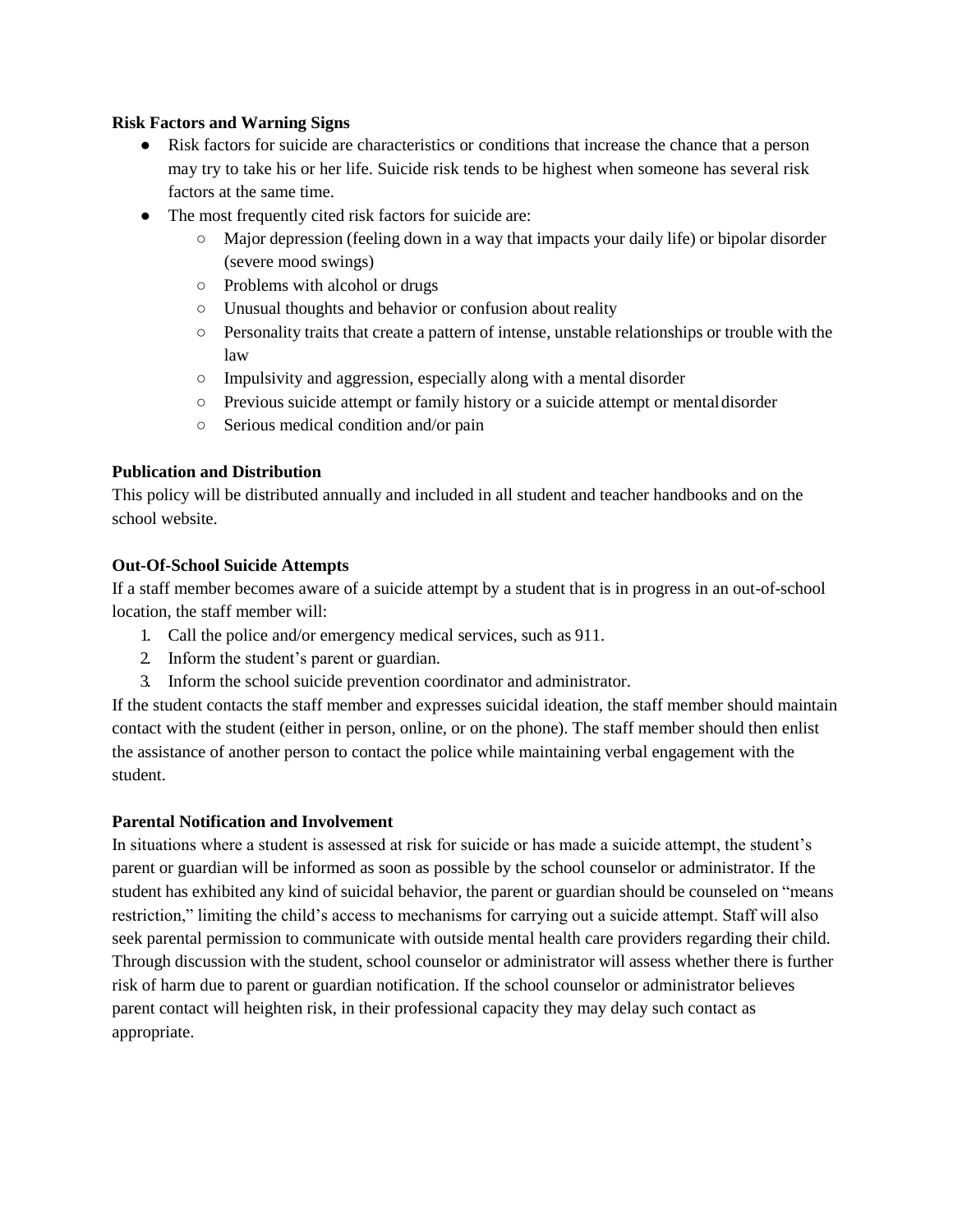**Risk Factors and Warning Signs**

- Risk factors for suicide are characteristics or conditions that increase the chance that a person may try to take his or her life. Suicide risk tends to be highest when someone has several risk factors at the same time.
- The most frequently cited risk factors for suicide are:
  - Major depression (feeling down in a way that impacts your daily life) or bipolar disorder (severe mood swings)
  - Problems with alcohol or drugs
  - Unusual thoughts and behavior or confusion about reality
  - Personality traits that create a pattern of intense, unstable relationships or trouble with the law
  - Impulsivity and aggression, especially along with a mental disorder
  - Previous suicide attempt or family history or a suicide attempt or mental disorder
  - Serious medical condition and/or pain

**Publication and Distribution**

This policy will be distributed annually and included in all student and teacher handbooks and on the school website.

**Out-Of-School Suicide Attempts**

If a staff member becomes aware of a suicide attempt by a student that is in progress in an out-of-school location, the staff member will:

1. Call the police and/or emergency medical services, such as 911.
2. Inform the student's parent or guardian.
3. Inform the school suicide prevention coordinator and administrator.

If the student contacts the staff member and expresses suicidal ideation, the staff member should maintain contact with the student (either in person, online, or on the phone). The staff member should then enlist the assistance of another person to contact the police while maintaining verbal engagement with the student.

**Parental Notification and Involvement**

In situations where a student is assessed at risk for suicide or has made a suicide attempt, the student's parent or guardian will be informed as soon as possible by the school counselor or administrator. If the student has exhibited any kind of suicidal behavior, the parent or guardian should be counseled on "means restriction," limiting the child's access to mechanisms for carrying out a suicide attempt. Staff will also seek parental permission to communicate with outside mental health care providers regarding their child. Through discussion with the student, school counselor or administrator will assess whether there is further risk of harm due to parent or guardian notification. If the school counselor or administrator believes parent contact will heighten risk, in their professional capacity they may delay such contact as appropriate.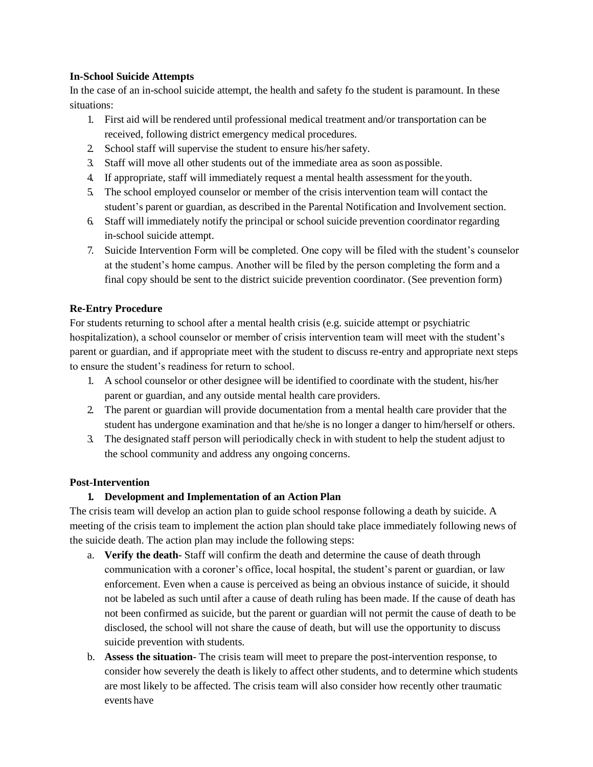**In-School Suicide Attempts**

In the case of an in-school suicide attempt, the health and safety fo the student is paramount. In these situations:

1. First aid will be rendered until professional medical treatment and/or transportation can be received, following district emergency medical procedures.
2. School staff will supervise the student to ensure his/her safety.
3. Staff will move all other students out of the immediate area as soon as possible.
4. If appropriate, staff will immediately request a mental health assessment for the youth.
5. The school employed counselor or member of the crisis intervention team will contact the student's parent or guardian, as described in the Parental Notification and Involvement section.
6. Staff will immediately notify the principal or school suicide prevention coordinator regarding in-school suicide attempt.
7. Suicide Intervention Form will be completed. One copy will be filed with the student's counselor at the student's home campus. Another will be filed by the person completing the form and a final copy should be sent to the district suicide prevention coordinator. (See prevention form)

**Re-Entry Procedure**

For students returning to school after a mental health crisis (e.g. suicide attempt or psychiatric hospitalization), a school counselor or member of crisis intervention team will meet with the student's parent or guardian, and if appropriate meet with the student to discuss re-entry and appropriate next steps to ensure the student's readiness for return to school.

1. A school counselor or other designee will be identified to coordinate with the student, his/her parent or guardian, and any outside mental health care providers.
2. The parent or guardian will provide documentation from a mental health care provider that the student has undergone examination and that he/she is no longer a danger to him/herself or others.
3. The designated staff person will periodically check in with student to help the student adjust to the school community and address any ongoing concerns.

**Post-Intervention**

1. **Development and Implementation of an Action Plan**

The crisis team will develop an action plan to guide school response following a death by suicide. A meeting of the crisis team to implement the action plan should take place immediately following news of the suicide death. The action plan may include the following steps:

a. **Verify the death**- Staff will confirm the death and determine the cause of death through communication with a coroner's office, local hospital, the student's parent or guardian, or law enforcement. Even when a cause is perceived as being an obvious instance of suicide, it should not be labeled as such until after a cause of death ruling has been made. If the cause of death has not been confirmed as suicide, but the parent or guardian will not permit the cause of death to be disclosed, the school will not share the cause of death, but will use the opportunity to discuss suicide prevention with students.

b. **Assess the situation**- The crisis team will meet to prepare the post-intervention response, to consider how severely the death is likely to affect other students, and to determine which students are most likely to be affected. The crisis team will also consider how recently other traumatic events have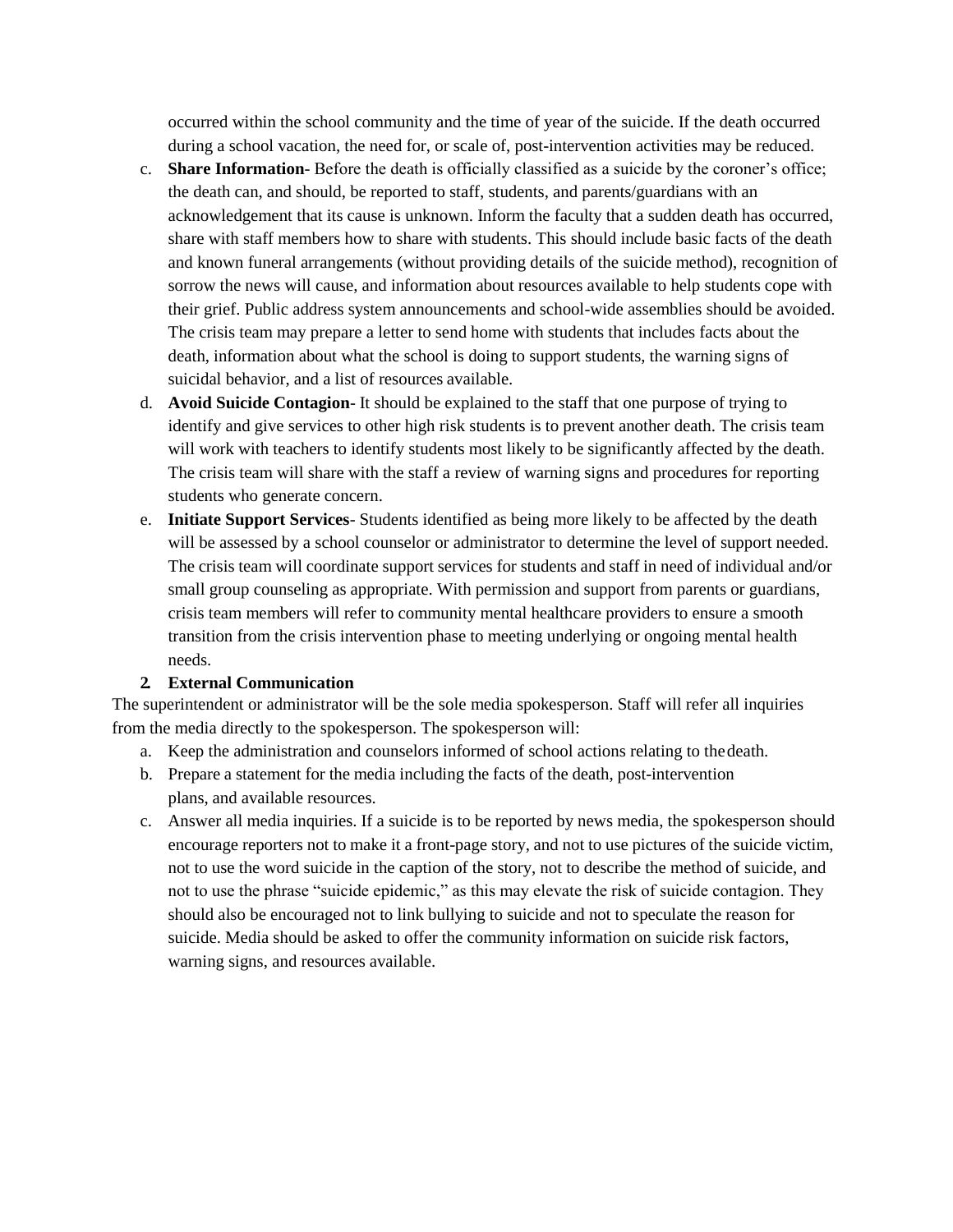occurred within the school community and the time of year of the suicide. If the death occurred during a school vacation, the need for, or scale of, post-intervention activities may be reduced.

c. **Share Information**- Before the death is officially classified as a suicide by the coroner's office; the death can, and should, be reported to staff, students, and parents/guardians with an acknowledgement that its cause is unknown. Inform the faculty that a sudden death has occurred, share with staff members how to share with students. This should include basic facts of the death and known funeral arrangements (without providing details of the suicide method), recognition of sorrow the news will cause, and information about resources available to help students cope with their grief. Public address system announcements and school-wide assemblies should be avoided. The crisis team may prepare a letter to send home with students that includes facts about the death, information about what the school is doing to support students, the warning signs of suicidal behavior, and a list of resources available.

d. **Avoid Suicide Contagion**- It should be explained to the staff that one purpose of trying to identify and give services to other high risk students is to prevent another death. The crisis team will work with teachers to identify students most likely to be significantly affected by the death. The crisis team will share with the staff a review of warning signs and procedures for reporting students who generate concern.

e. **Initiate Support Services**- Students identified as being more likely to be affected by the death will be assessed by a school counselor or administrator to determine the level of support needed. The crisis team will coordinate support services for students and staff in need of individual and/or small group counseling as appropriate. With permission and support from parents or guardians, crisis team members will refer to community mental healthcare providers to ensure a smooth transition from the crisis intervention phase to meeting underlying or ongoing mental health needs.

**2. External Communication**

The superintendent or administrator will be the sole media spokesperson. Staff will refer all inquiries from the media directly to the spokesperson. The spokesperson will:

a. Keep the administration and counselors informed of school actions relating to the death.

b. Prepare a statement for the media including the facts of the death, post-intervention plans, and available resources.

c. Answer all media inquiries. If a suicide is to be reported by news media, the spokesperson should encourage reporters not to make it a front-page story, and not to use pictures of the suicide victim, not to use the word suicide in the caption of the story, not to describe the method of suicide, and not to use the phrase "suicide epidemic," as this may elevate the risk of suicide contagion. They should also be encouraged not to link bullying to suicide and not to speculate the reason for suicide. Media should be asked to offer the community information on suicide risk factors, warning signs, and resources available.